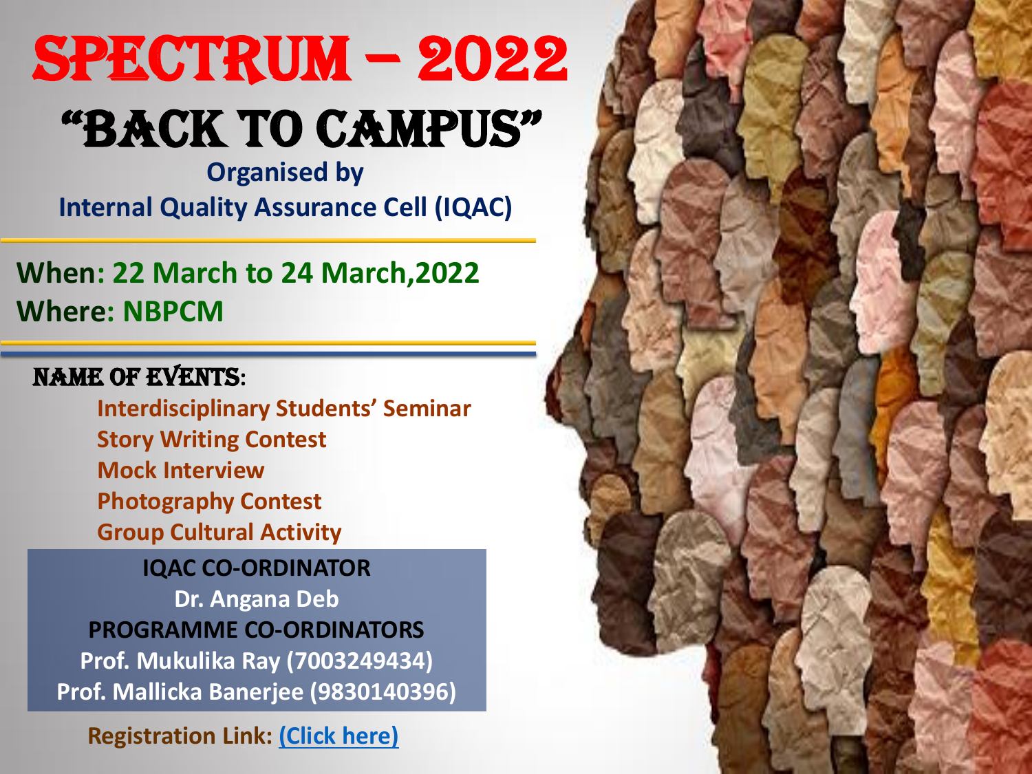# SPECTRUM – 2022

## "BACK TO CAMPUS"

**Organised by**

**Internal Quality Assurance Cell (IQAC)**

**When: 22 March to 24 March,2022**

**Where: NBPCM**

### NAME OF EVENTS:

- **Interdisciplinary Students' Seminar**
- **Story Writing Contest**
- **Mock Interview**
- **Photography Contest**
- **Group Cultural Activity**

**IQAC CO-ORDINATOR**

**Dr. Angana Deb**

**PROGRAMME CO-ORDINATORS**

**Prof. Mukulika Ray (7003249434)**

**Prof. Mallicka Banerjee (9830140396)**

**Registration Link: (Click here)**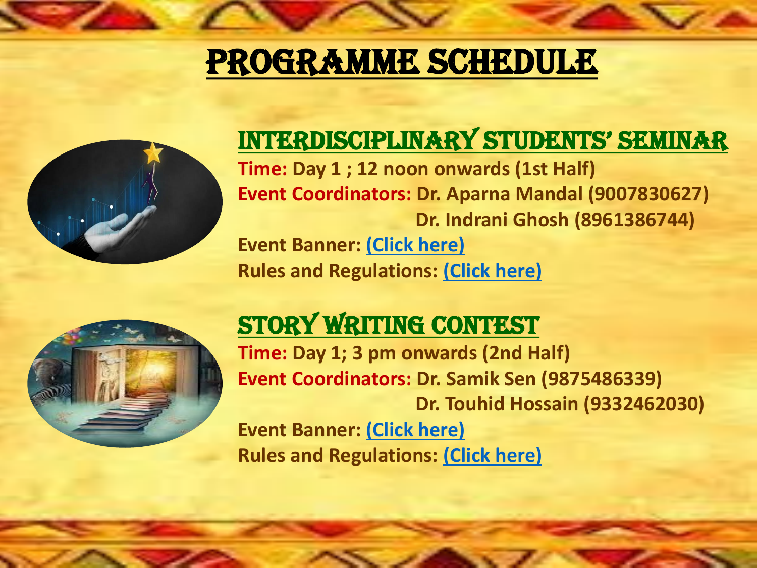# PROGRAMME SCHEDULE

## INTERDISCIPLINARY STUDENTS' SEMINAR

**Time:** Day 1 ; 12 noon onwards (1st Half)

**Event Coordinators:** Dr. Aparna Mandal (9007830627)
Dr. Indrani Ghosh (8961386744)

**Event Banner:** (Click here)

**Rules and Regulations:** (Click here)

## STORY WRITING CONTEST

**Time:** Day 1; 3 pm onwards (2nd Half)

**Event Coordinators:** Dr. Samik Sen (9875486339)
Dr. Touhid Hossain (9332462030)

**Event Banner:** (Click here)

**Rules and Regulations:** (Click here)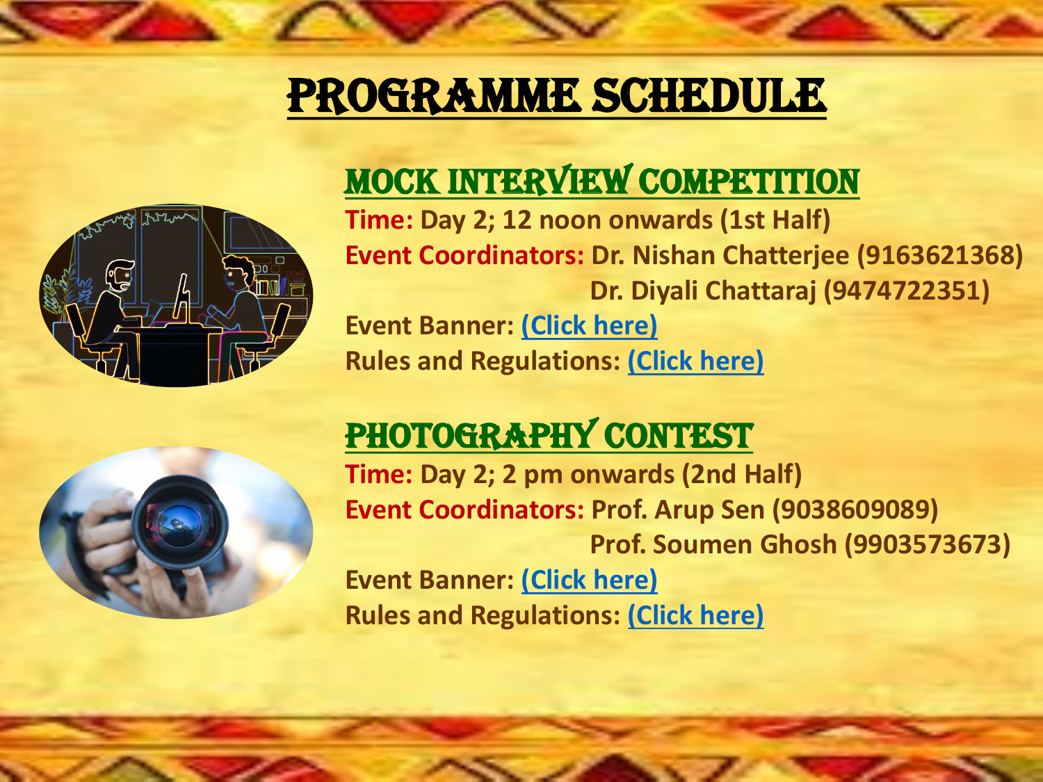# PROGRAMME SCHEDULE

## MOCK INTERVIEW COMPETITION

**Time:** Day 2; 12 noon onwards (1st Half)

**Event Coordinators:** Dr. Nishan Chatterjee (9163621368)
Dr. Diyali Chattaraj (9474722351)

**Event Banner:** (Click here)

**Rules and Regulations:** (Click here)

## PHOTOGRAPHY CONTEST

**Time:** Day 2; 2 pm onwards (2nd Half)

**Event Coordinators:** Prof. Arup Sen (9038609089)
Prof. Soumen Ghosh (9903573673)

**Event Banner:** (Click here)

**Rules and Regulations:** (Click here)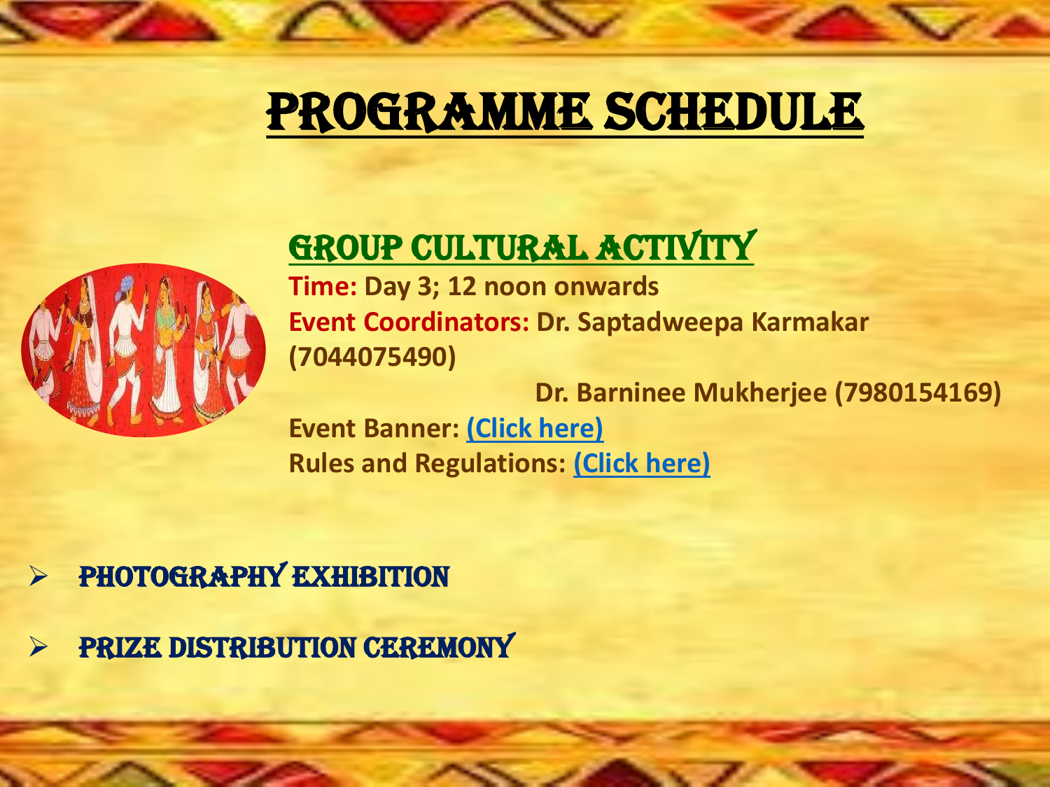# PROGRAMME SCHEDULE

## GROUP CULTURAL ACTIVITY

**Time:** Day 3; 12 noon onwards
**Event Coordinators:** Dr. Saptadweepa Karmakar (7044075490)
Dr. Barninee Mukherjee (7980154169)
**Event Banner:** (Click here)
**Rules and Regulations:** (Click here)

- PHOTOGRAPHY EXHIBITION
- PRIZE DISTRIBUTION CEREMONY